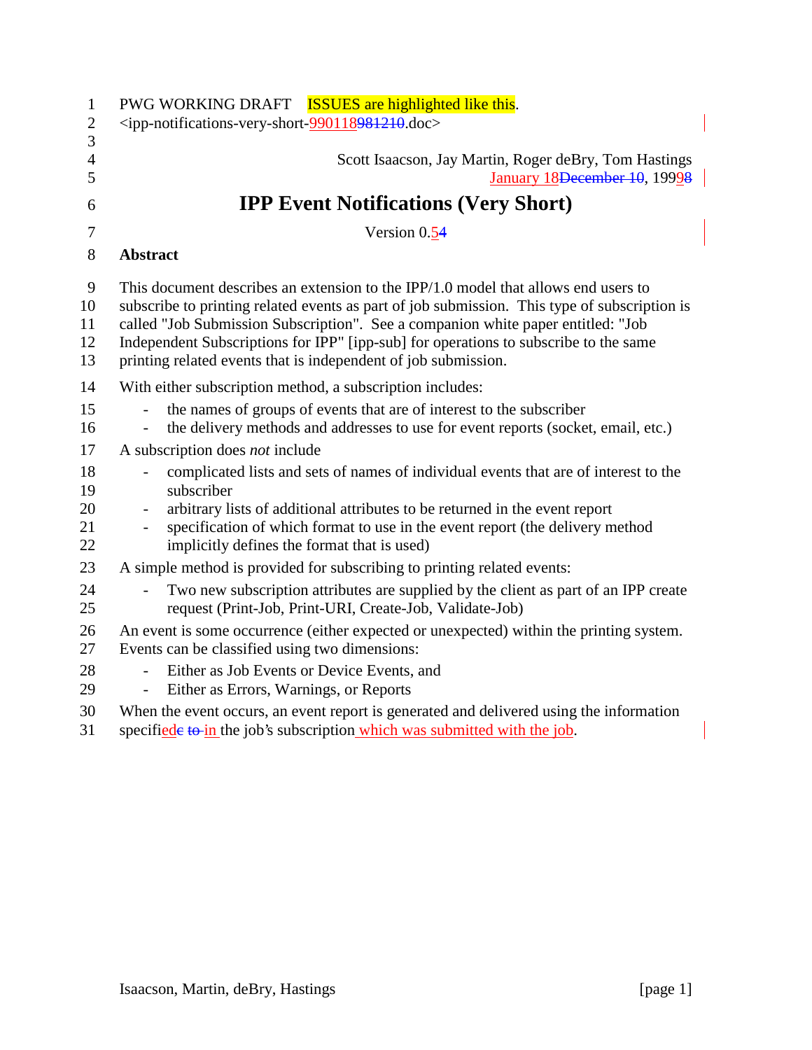PWG WORKING DRAFT ISSUES are highlighted like this.
<ipp-notifications-very-short-990118981210.doc>

Scott Isaacson, Jay Martin, Roger deBry, Tom Hastings
January 18December 10, 199998

# IPP Event Notifications (Very Short)

Version 0.54

## Abstract

This document describes an extension to the IPP/1.0 model that allows end users to subscribe to printing related events as part of job submission. This type of subscription is called "Job Submission Subscription". See a companion white paper entitled: "Job Independent Subscriptions for IPP" [ipp-sub] for operations to subscribe to the same printing related events that is independent of job submission.

With either subscription method, a subscription includes:

- the names of groups of events that are of interest to the subscriber
- the delivery methods and addresses to use for event reports (socket, email, etc.)

A subscription does *not* include

- complicated lists and sets of names of individual events that are of interest to the subscriber
- arbitrary lists of additional attributes to be returned in the event report
- specification of which format to use in the event report (the delivery method implicitly defines the format that is used)

A simple method is provided for subscribing to printing related events:

- Two new subscription attributes are supplied by the client as part of an IPP create request (Print-Job, Print-URI, Create-Job, Validate-Job)

An event is some occurrence (either expected or unexpected) within the printing system. Events can be classified using two dimensions:

- Either as Job Events or Device Events, and
- Either as Errors, Warnings, or Reports

When the event occurs, an event report is generated and delivered using the information specifiedede to in the job's subscription which was submitted with the job.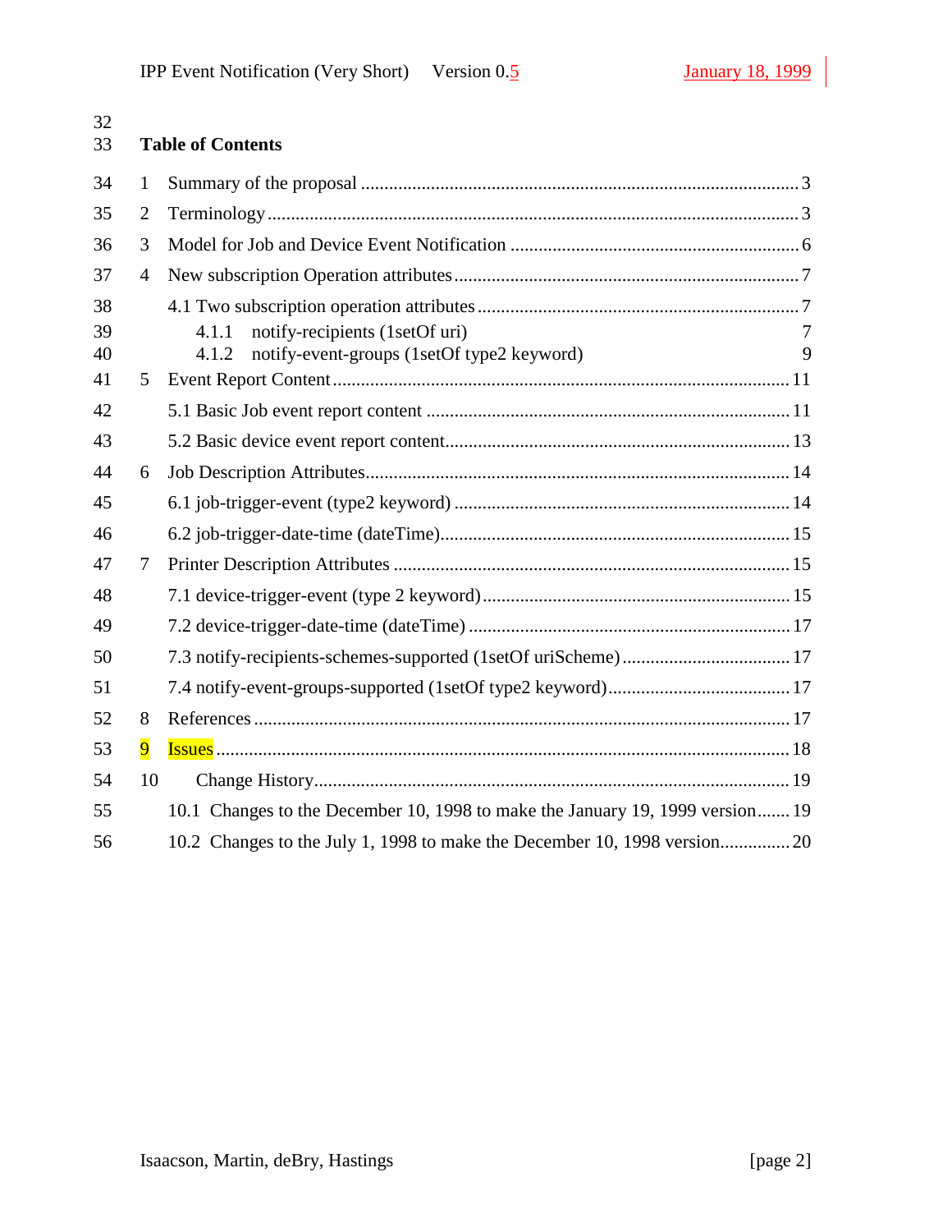## Table of Contents

1 Summary of the proposal ..... 3

2 Terminology ..... 3

3 Model for Job and Device Event Notification ..... 6

4 New subscription Operation attributes ..... 7

4.1 Two subscription operation attributes ..... 7

4.1.1 notify-recipients (1setOf uri) 7

4.1.2 notify-event-groups (1setOf type2 keyword) 9

5 Event Report Content ..... 11

5.1 Basic Job event report content ..... 11

5.2 Basic device event report content ..... 13

6 Job Description Attributes ..... 14

6.1 job-trigger-event (type2 keyword) ..... 14

6.2 job-trigger-date-time (dateTime) ..... 15

7 Printer Description Attributes ..... 15

7.1 device-trigger-event (type 2 keyword) ..... 15

7.2 device-trigger-date-time (dateTime) ..... 17

7.3 notify-recipients-schemes-supported (1setOf uriScheme) ..... 17

7.4 notify-event-groups-supported (1setOf type2 keyword) ..... 17

8 References ..... 17

9 Issues ..... 18

10 Change History ..... 19

10.1 Changes to the December 10, 1998 to make the January 19, 1999 version ..... 19

10.2 Changes to the July 1, 1998 to make the December 10, 1998 version ..... 20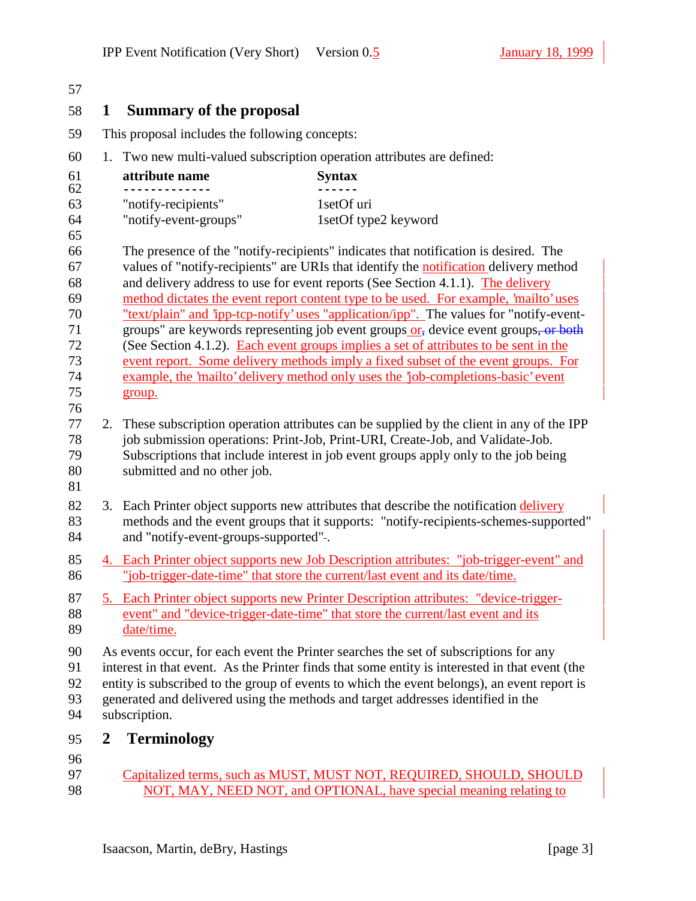## 1 Summary of the proposal

This proposal includes the following concepts:

1. Two new multi-valued subscription operation attributes are defined:

   | attribute name | Syntax |
   |---|---|
   | "notify-recipients" | 1setOf uri |
   | "notify-event-groups" | 1setOf type2 keyword |

   The presence of the "notify-recipients" indicates that notification is desired. The values of "notify-recipients" are URIs that identify the notification delivery method and delivery address to use for event reports (See Section 4.1.1). The delivery method dictates the event report content type to be used. For example, 'mailto' uses "text/plain" and 'ipp-tcp-notify' uses "application/ipp". The values for "notify-event-groups" are keywords representing job event groups or device event groups (See Section 4.1.2). Each event groups implies a set of attributes to be sent in the event report. Some delivery methods imply a fixed subset of the event groups. For example, the 'mailto' delivery method only uses the 'job-completions-basic' event group.

2. These subscription operation attributes can be supplied by the client in any of the IPP job submission operations: Print-Job, Print-URI, Create-Job, and Validate-Job. Subscriptions that include interest in job event groups apply only to the job being submitted and no other job.

3. Each Printer object supports new attributes that describe the notification delivery methods and the event groups that it supports: "notify-recipients-schemes-supported" and "notify-event-groups-supported".

4. Each Printer object supports new Job Description attributes: "job-trigger-event" and "job-trigger-date-time" that store the current/last event and its date/time.

5. Each Printer object supports new Printer Description attributes: "device-trigger-event" and "device-trigger-date-time" that store the current/last event and its date/time.

As events occur, for each event the Printer searches the set of subscriptions for any interest in that event. As the Printer finds that some entity is interested in that event (the entity is subscribed to the group of events to which the event belongs), an event report is generated and delivered using the methods and target addresses identified in the subscription.

## 2 Terminology

Capitalized terms, such as MUST, MUST NOT, REQUIRED, SHOULD, SHOULD NOT, MAY, NEED NOT, and OPTIONAL, have special meaning relating to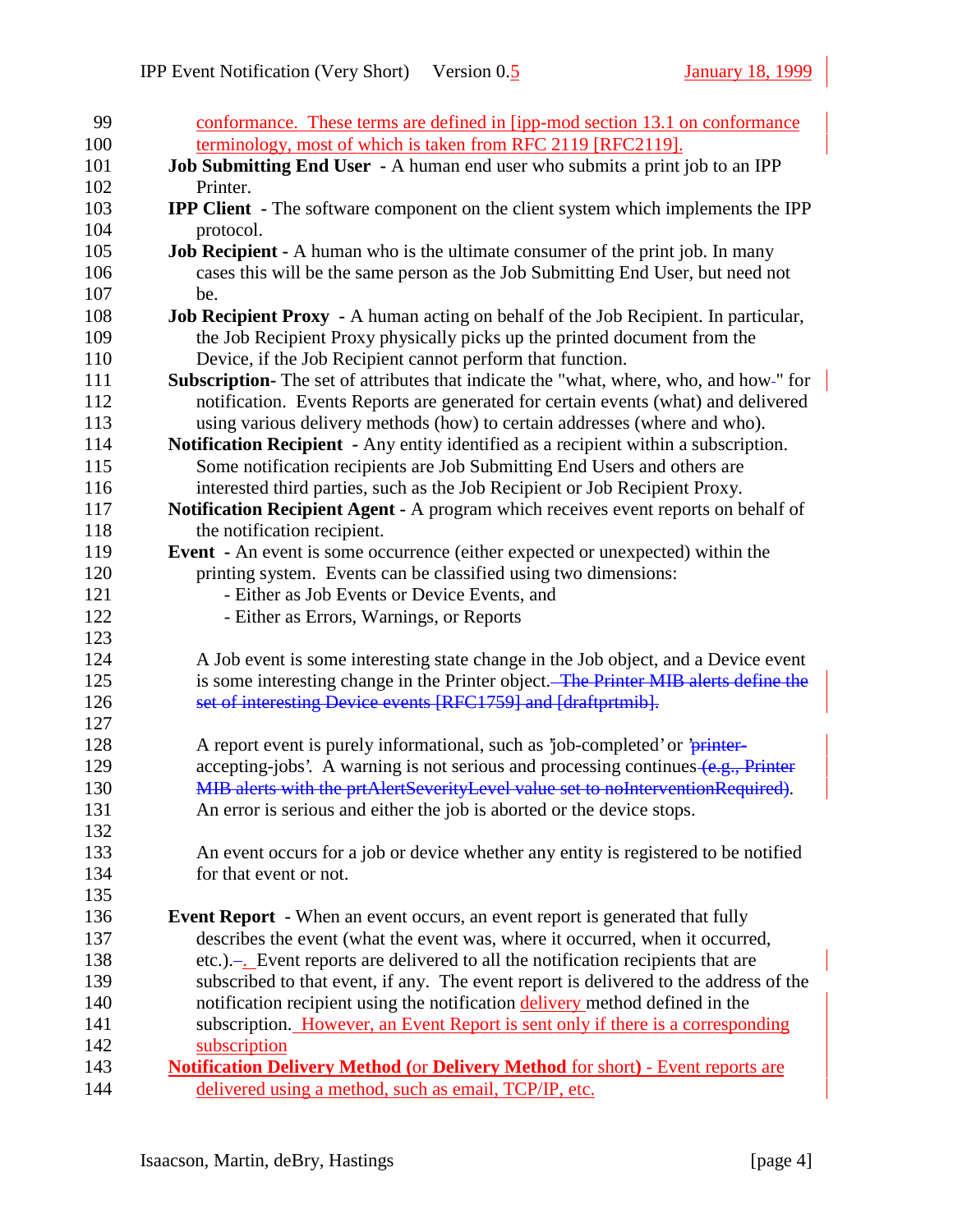conformance. These terms are defined in [ipp-mod section 13.1 on conformance terminology, most of which is taken from RFC 2119 [RFC2119].

**Job Submitting End User** - A human end user who submits a print job to an IPP Printer.

**IPP Client** - The software component on the client system which implements the IPP protocol.

**Job Recipient** - A human who is the ultimate consumer of the print job. In many cases this will be the same person as the Job Submitting End User, but need not be.

**Job Recipient Proxy** - A human acting on behalf of the Job Recipient. In particular, the Job Recipient Proxy physically picks up the printed document from the Device, if the Job Recipient cannot perform that function.

**Subscription**- The set of attributes that indicate the "what, where, who, and how" for notification. Events Reports are generated for certain events (what) and delivered using various delivery methods (how) to certain addresses (where and who).

**Notification Recipient** - Any entity identified as a recipient within a subscription. Some notification recipients are Job Submitting End Users and others are interested third parties, such as the Job Recipient or Job Recipient Proxy.

**Notification Recipient Agent** - A program which receives event reports on behalf of the notification recipient.

**Event** - An event is some occurrence (either expected or unexpected) within the printing system. Events can be classified using two dimensions:
- Either as Job Events or Device Events, and
- Either as Errors, Warnings, or Reports

A Job event is some interesting state change in the Job object, and a Device event is some interesting change in the Printer object. ~~The Printer MIB alerts define the set of interesting Device events [RFC1759] and [draftprtmib].~~

A report event is purely informational, such as 'job-completed' or 'printer-accepting-jobs'. A warning is not serious and processing continues ~~(e.g., Printer MIB alerts with the prtAlertSeverityLevel value set to noInterventionRequired)~~. An error is serious and either the job is aborted or the device stops.

An event occurs for a job or device whether any entity is registered to be notified for that event or not.

**Event Report** - When an event occurs, an event report is generated that fully describes the event (what the event was, where it occurred, when it occurred, etc.). Event reports are delivered to all the notification recipients that are subscribed to that event, if any. The event report is delivered to the address of the notification recipient using the notification delivery method defined in the subscription. However, an Event Report is sent only if there is a corresponding subscription

**Notification Delivery Method** (or **Delivery Method** for short) - Event reports are delivered using a method, such as email, TCP/IP, etc.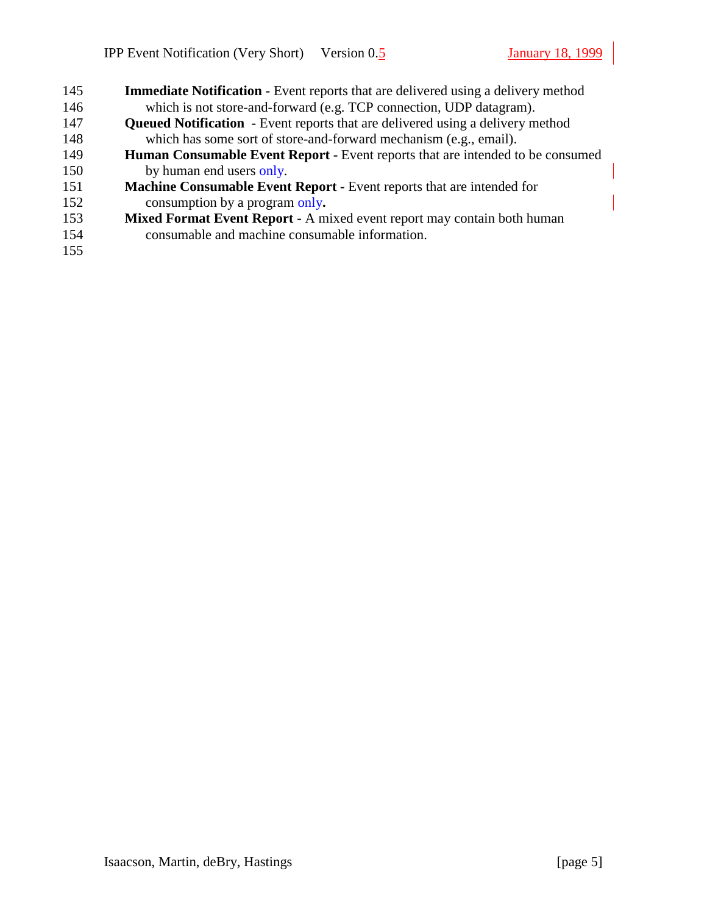**Immediate Notification -** Event reports that are delivered using a delivery method which is not store-and-forward (e.g. TCP connection, UDP datagram).

**Queued Notification -** Event reports that are delivered using a delivery method which has some sort of store-and-forward mechanism (e.g., email).

**Human Consumable Event Report -** Event reports that are intended to be consumed by human end users only.

**Machine Consumable Event Report -** Event reports that are intended for consumption by a program only.

**Mixed Format Event Report -** A mixed event report may contain both human consumable and machine consumable information.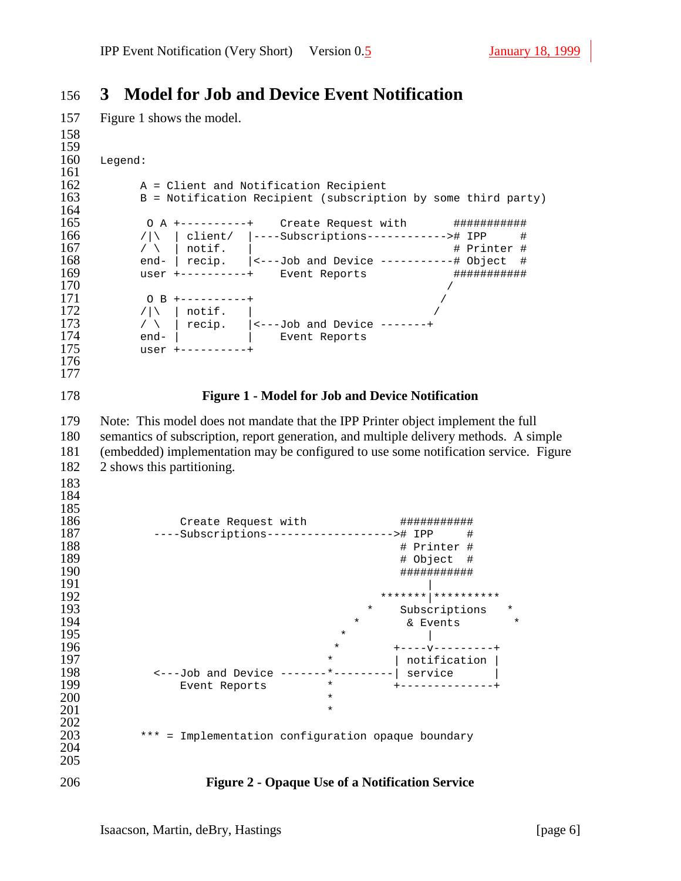# 3 Model for Job and Device Event Notification

Figure 1 shows the model.

```
Legend:

      A = Client and Notification Recipient
      B = Notification Recipient (subscription by some third party)

       O A +----------+    Create Request with       ###########
      /|\  | client/  |----Subscriptions------------># IPP     #
      / \  | notif.   |                              # Printer #
      end- | recip.   |<---Job and Device -----------# Object  #
      user +----------+    Event Reports             ###########
                                                    /
       O B +----------+                            /
      /|\  | notif.   |                           /
      / \  | recip.   |<---Job and Device -------+
      end- |          |    Event Reports
      user +----------+
```

**Figure 1 - Model for Job and Device Notification**

Note: This model does not mandate that the IPP Printer object implement the full semantics of subscription, report generation, and multiple delivery methods. A simple (embedded) implementation may be configured to use some notification service. Figure 2 shows this partitioning.

```
            Create Request with                ###########
        ----Subscriptions-------------------># IPP     #
                                               # Printer #
                                               # Object  #
                                               ###########
                                                    |
                                            *******|*********
                                          *    Subscriptions   *
                                        *       & Events        *
                                      *             |
                                     *        +----v---------+
                                    *         | notification |
        <---Job and Device -------*---------| service      |
            Event Reports           *         +--------------+
                                    *
                                    *

      *** = Implementation configuration opaque boundary
```

**Figure 2 - Opaque Use of a Notification Service**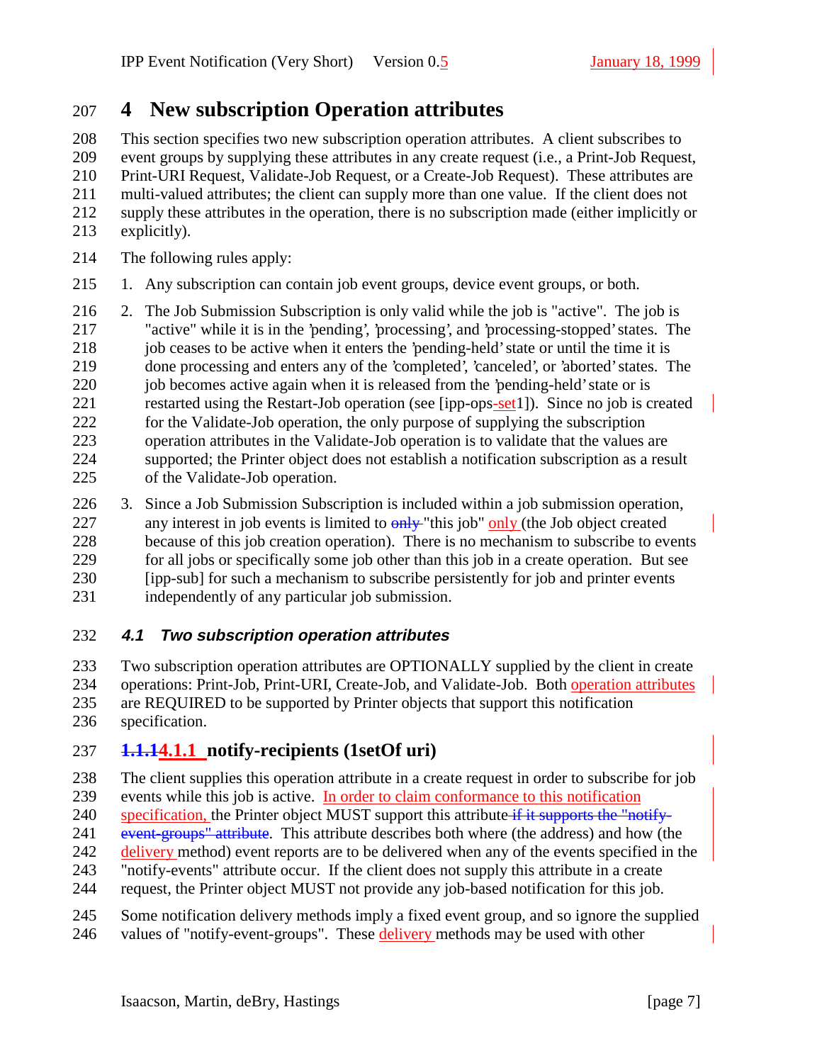# 4 New subscription Operation attributes

This section specifies two new subscription operation attributes. A client subscribes to event groups by supplying these attributes in any create request (i.e., a Print-Job Request, Print-URI Request, Validate-Job Request, or a Create-Job Request). These attributes are multi-valued attributes; the client can supply more than one value. If the client does not supply these attributes in the operation, there is no subscription made (either implicitly or explicitly).

The following rules apply:

1. Any subscription can contain job event groups, device event groups, or both.
2. The Job Submission Subscription is only valid while the job is "active". The job is "active" while it is in the 'pending', 'processing', and 'processing-stopped' states. The job ceases to be active when it enters the 'pending-held' state or until the time it is done processing and enters any of the 'completed', 'canceled', or 'aborted' states. The job becomes active again when it is released from the 'pending-held' state or is restarted using the Restart-Job operation (see [ipp-ops-set1]). Since no job is created for the Validate-Job operation, the only purpose of supplying the subscription operation attributes in the Validate-Job operation is to validate that the values are supported; the Printer object does not establish a notification subscription as a result of the Validate-Job operation.
3. Since a Job Submission Subscription is included within a job submission operation, any interest in job events is limited to "this job" only (the Job object created because of this job creation operation). There is no mechanism to subscribe to events for all jobs or specifically some job other than this job in a create operation. But see [ipp-sub] for such a mechanism to subscribe persistently for job and printer events independently of any particular job submission.

## 4.1 Two subscription operation attributes

Two subscription operation attributes are OPTIONALLY supplied by the client in create operations: Print-Job, Print-URI, Create-Job, and Validate-Job. Both operation attributes are REQUIRED to be supported by Printer objects that support this notification specification.

### 4.1.1 notify-recipients (1setOf uri)

The client supplies this operation attribute in a create request in order to subscribe for job events while this job is active. In order to claim conformance to this notification specification, the Printer object MUST support this attribute. This attribute describes both where (the address) and how (the delivery method) event reports are to be delivered when any of the events specified in the "notify-events" attribute occur. If the client does not supply this attribute in a create request, the Printer object MUST not provide any job-based notification for this job.

Some notification delivery methods imply a fixed event group, and so ignore the supplied values of "notify-event-groups". These delivery methods may be used with other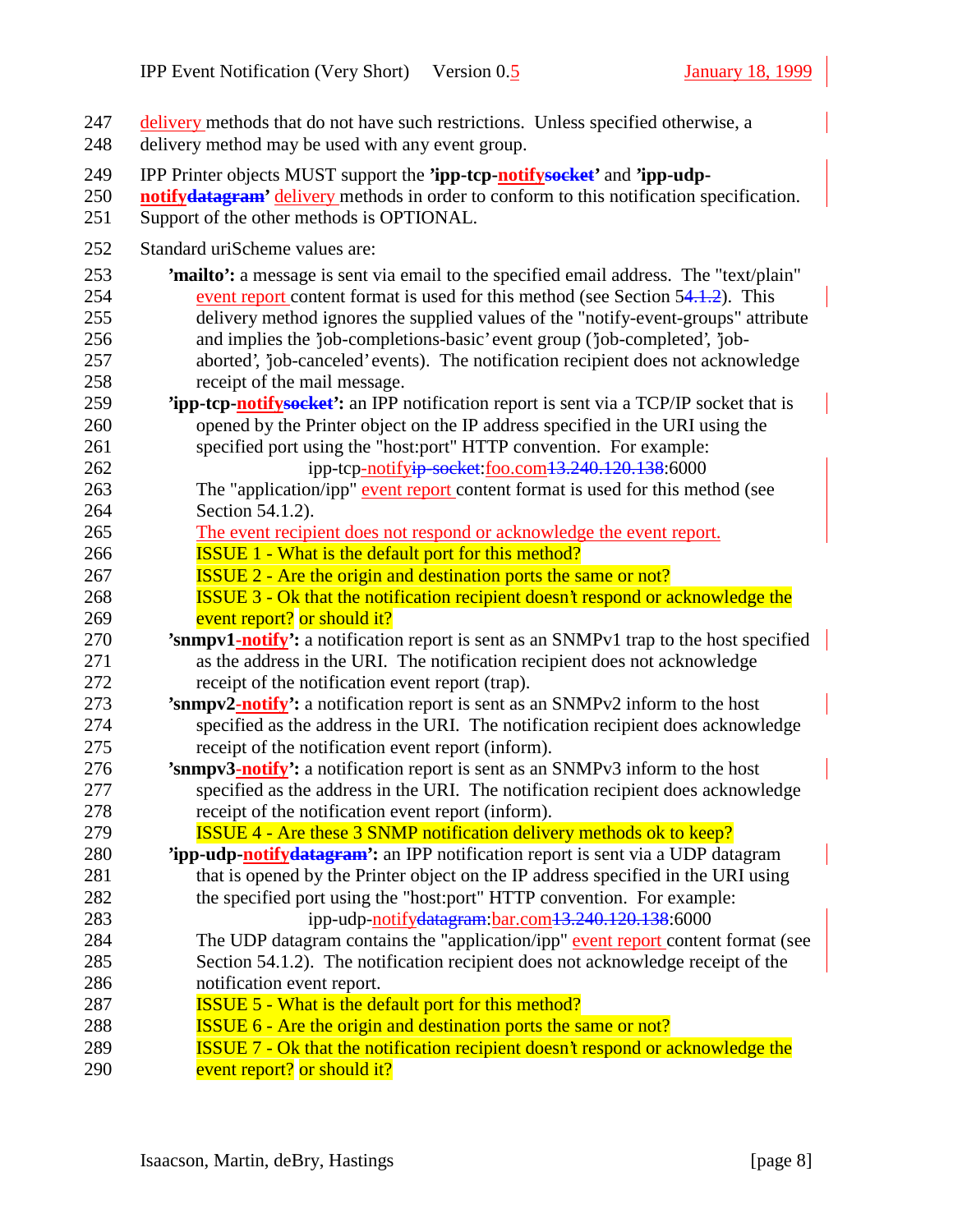delivery methods that do not have such restrictions. Unless specified otherwise, a delivery method may be used with any event group.

IPP Printer objects MUST support the **'ipp-tcp-notify~~socket~~'** and **'ipp-udp-notify~~datagram~~'** delivery methods in order to conform to this notification specification. Support of the other methods is OPTIONAL.

Standard uriScheme values are:

**'mailto':** a message is sent via email to the specified email address. The "text/plain" event report content format is used for this method (see Section 5~~4.1.2~~). This delivery method ignores the supplied values of the "notify-event-groups" attribute and implies the 'job-completions-basic' event group ('job-completed', 'job-aborted', 'job-canceled' events). The notification recipient does not acknowledge receipt of the mail message.

**'ipp-tcp-notify~~socket~~':** an IPP notification report is sent via a TCP/IP socket that is opened by the Printer object on the IP address specified in the URI using the specified port using the "host:port" HTTP convention. For example:

ipp-tcp-notify~~ip-socket~~:foo.com~~13.240.120.138~~:6000

The "application/ipp" event report content format is used for this method (see Section 54.1.2).

The event recipient does not respond or acknowledge the event report.

ISSUE 1 - What is the default port for this method?

ISSUE 2 - Are the origin and destination ports the same or not?

ISSUE 3 - Ok that the notification recipient doesn't respond or acknowledge the event report? or should it?

**'snmpv1-notify':** a notification report is sent as an SNMPv1 trap to the host specified as the address in the URI. The notification recipient does not acknowledge receipt of the notification event report (trap).

**'snmpv2-notify':** a notification report is sent as an SNMPv2 inform to the host specified as the address in the URI. The notification recipient does acknowledge receipt of the notification event report (inform).

**'snmpv3-notify':** a notification report is sent as an SNMPv3 inform to the host specified as the address in the URI. The notification recipient does acknowledge receipt of the notification event report (inform).

ISSUE 4 - Are these 3 SNMP notification delivery methods ok to keep?

**'ipp-udp-notify~~datagram~~':** an IPP notification report is sent via a UDP datagram that is opened by the Printer object on the IP address specified in the URI using the specified port using the "host:port" HTTP convention. For example:

ipp-udp-notify~~datagram~~:bar.com~~13.240.120.138~~:6000

The UDP datagram contains the "application/ipp" event report content format (see Section 54.1.2). The notification recipient does not acknowledge receipt of the notification event report.

ISSUE 5 - What is the default port for this method?

ISSUE 6 - Are the origin and destination ports the same or not?

ISSUE 7 - Ok that the notification recipient doesn't respond or acknowledge the event report? or should it?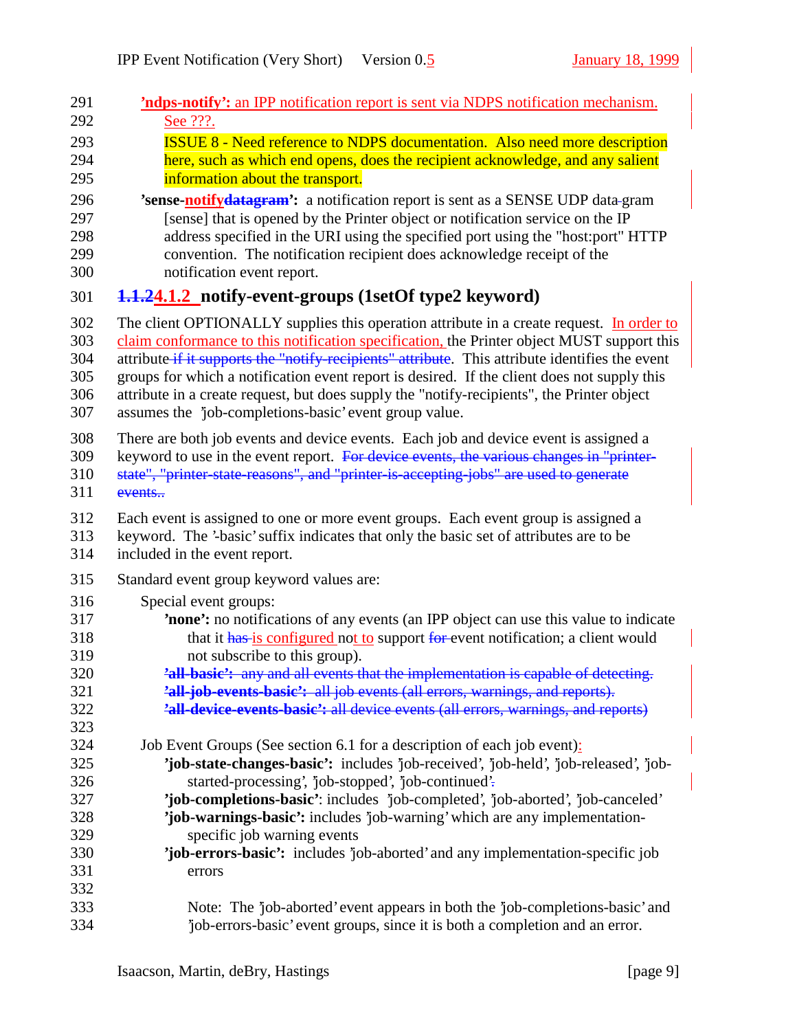**'ndps-notify':** an IPP notification report is sent via NDPS notification mechanism. See ???.

ISSUE 8 - Need reference to NDPS documentation. Also need more description here, such as which end opens, does the recipient acknowledge, and any salient information about the transport.

**'sense-~~datagram~~notify':** a notification report is sent as a SENSE UDP data-gram [sense] that is opened by the Printer object or notification service on the IP address specified in the URI using the specified port using the "host:port" HTTP convention. The notification recipient does acknowledge receipt of the notification event report.

### ~~1.1.2~~4.1.2 notify-event-groups (1setOf type2 keyword)

The client OPTIONALLY supplies this operation attribute in a create request. In order to claim conformance to this notification specification, the Printer object MUST support this attribute ~~if it supports the "notify-recipients" attribute~~. This attribute identifies the event groups for which a notification event report is desired. If the client does not supply this attribute in a create request, but does supply the "notify-recipients", the Printer object assumes the 'job-completions-basic' event group value.

There are both job events and device events. Each job and device event is assigned a keyword to use in the event report. ~~For device events, the various changes in "printer-state", "printer-state-reasons", and "printer-is-accepting-jobs" are used to generate events..~~

Each event is assigned to one or more event groups. Each event group is assigned a keyword. The '-basic' suffix indicates that only the basic set of attributes are to be included in the event report.

Standard event group keyword values are:

Special event groups:

- **'none':** no notifications of any events (an IPP object can use this value to indicate that it ~~has~~ is configured not to support ~~for~~ event notification; a client would not subscribe to this group).
- ~~**'all-basic':** any and all events that the implementation is capable of detecting.~~
- ~~**'all-job-events-basic':** all job events (all errors, warnings, and reports).~~
- ~~**'all-device-events-basic':** all device events (all errors, warnings, and reports)~~

Job Event Groups (See section 6.1 for a description of each job event):

- **'job-state-changes-basic':** includes 'job-received', 'job-held', 'job-released', 'job-started-processing', 'job-stopped', 'job-continued'~~.~~
- **'job-completions-basic'**: includes 'job-completed', 'job-aborted', 'job-canceled'
- **'job-warnings-basic':** includes 'job-warning' which are any implementation-specific job warning events
- **'job-errors-basic':** includes 'job-aborted' and any implementation-specific job errors

  Note: The 'job-aborted' event appears in both the 'job-completions-basic' and 'job-errors-basic' event groups, since it is both a completion and an error.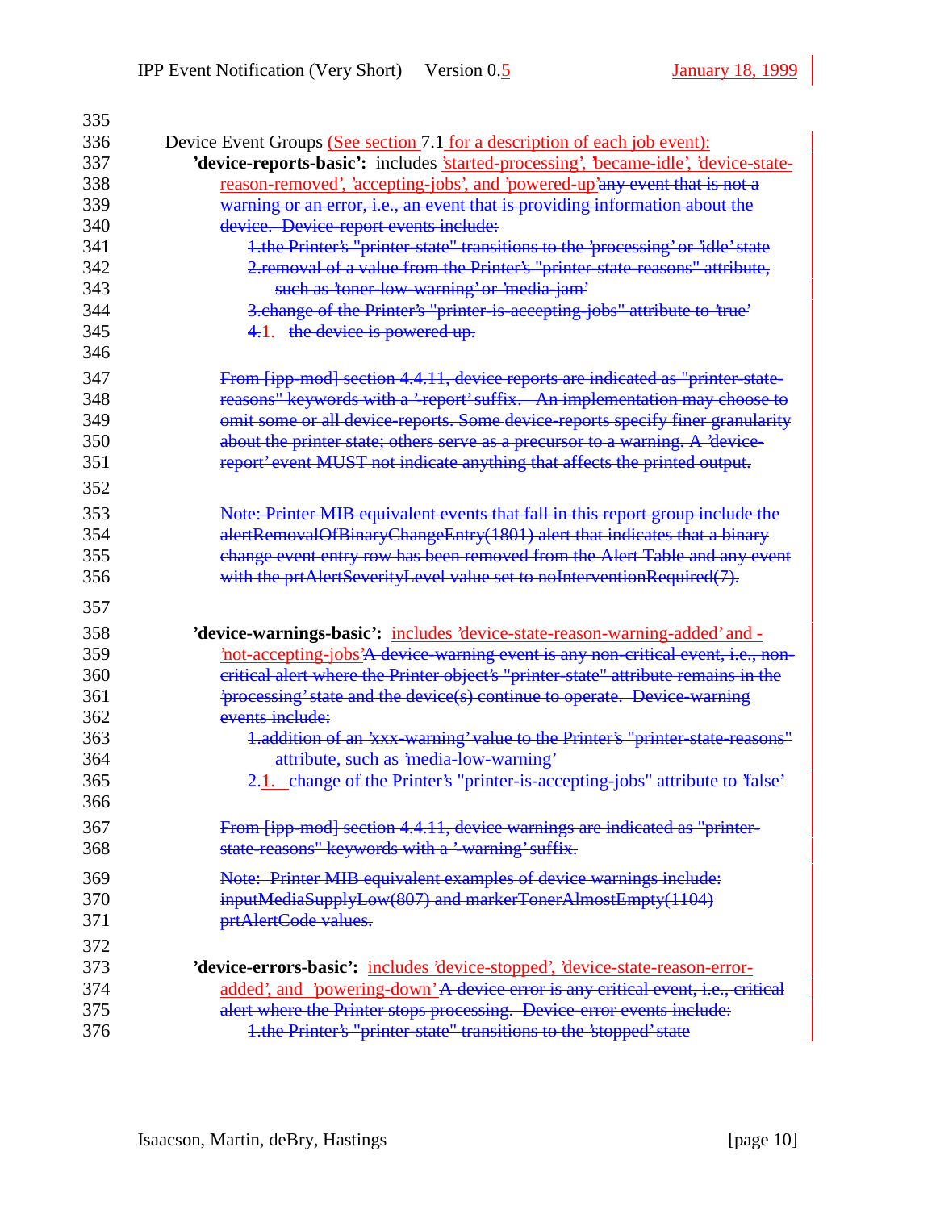Device Event Groups (See section 7.1 for a description of each job event):

**'device-reports-basic':** includes 'started-processing', 'became-idle', 'device-state-reason-removed', 'accepting-jobs', and 'powered-up'~~any event that is not a warning or an error, i.e., an event that is providing information about the device. Device-report events include:~~

~~1.the Printer's "printer-state" transitions to the 'processing' or 'idle' state~~
~~2.removal of a value from the Printer's "printer-state-reasons" attribute, such as 'toner-low-warning' or 'media-jam'~~
~~3.change of the Printer's "printer-is-accepting-jobs" attribute to 'true'~~
~~4.~~1. ~~the device is powered up.~~

~~From [ipp-mod] section 4.4.11, device reports are indicated as "printer-state-reasons" keywords with a '-report' suffix. An implementation may choose to omit some or all device-reports. Some device-reports specify finer granularity about the printer state; others serve as a precursor to a warning. A 'device-report' event MUST not indicate anything that affects the printed output.~~

~~Note: Printer MIB equivalent events that fall in this report group include the alertRemovalOfBinaryChangeEntry(1801) alert that indicates that a binary change event entry row has been removed from the Alert Table and any event with the prtAlertSeverityLevel value set to noInterventionRequired(7).~~

**'device-warnings-basic':** includes 'device-state-reason-warning-added' and -'not-accepting-jobs'~~A device-warning event is any non-critical event, i.e., non-critical alert where the Printer object's "printer-state" attribute remains in the 'processing' state and the device(s) continue to operate. Device-warning events include:~~

~~1.addition of an 'xxx-warning' value to the Printer's "printer-state-reasons" attribute, such as 'media-low-warning'~~
~~2.~~1. ~~change of the Printer's "printer-is-accepting-jobs" attribute to 'false'~~

~~From [ipp-mod] section 4.4.11, device warnings are indicated as "printer-state-reasons" keywords with a '-warning' suffix.~~

~~Note: Printer MIB equivalent examples of device warnings include: inputMediaSupplyLow(807) and markerTonerAlmostEmpty(1104) prtAlertCode values.~~

**'device-errors-basic':** includes 'device-stopped', 'device-state-reason-error-added', and 'powering-down'~~A device error is any critical event, i.e., critical alert where the Printer stops processing. Device-error events include:~~

~~1.the Printer's "printer-state" transitions to the 'stopped' state~~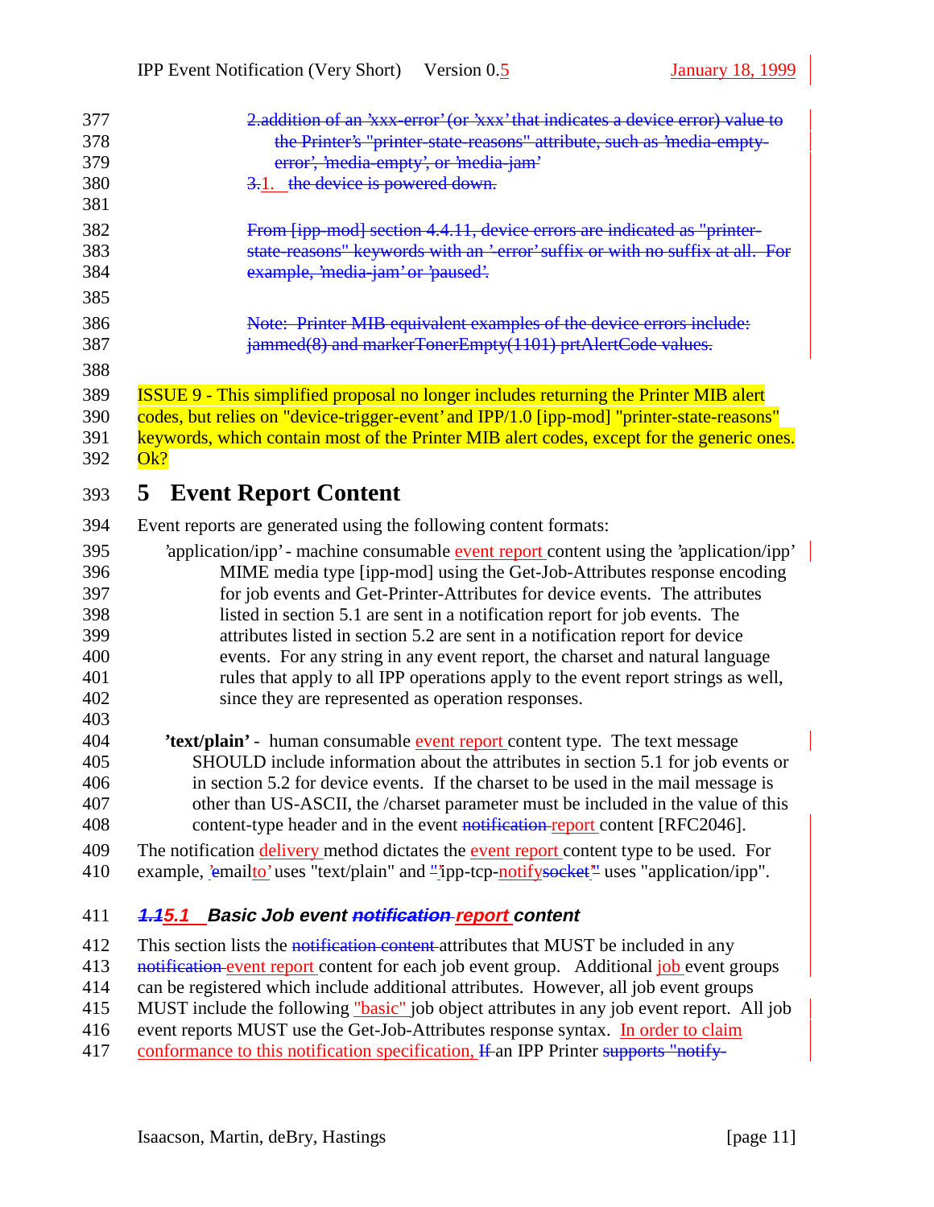2.addition of an 'xxx-error' (or 'xxx' that indicates a device error) value to the Printer's "printer-state-reasons" attribute, such as 'media-empty-error', 'media-empty', or 'media-jam'

3.1. the device is powered down.

From [ipp-mod] section 4.4.11, device errors are indicated as "printer-state-reasons" keywords with an '-error' suffix or with no suffix at all. For example, 'media-jam' or 'paused'.

Note: Printer MIB equivalent examples of the device errors include: jammed(8) and markerTonerEmpty(1101) prtAlertCode values.

ISSUE 9 - This simplified proposal no longer includes returning the Printer MIB alert codes, but relies on "device-trigger-event' and IPP/1.0 [ipp-mod] "printer-state-reasons" keywords, which contain most of the Printer MIB alert codes, except for the generic ones. Ok?

# 5 Event Report Content

Event reports are generated using the following content formats:

'application/ipp' - machine consumable event report content using the 'application/ipp' MIME media type [ipp-mod] using the Get-Job-Attributes response encoding for job events and Get-Printer-Attributes for device events. The attributes listed in section 5.1 are sent in a notification report for job events. The attributes listed in section 5.2 are sent in a notification report for device events. For any string in any event report, the charset and natural language rules that apply to all IPP operations apply to the event report strings as well, since they are represented as operation responses.

**'text/plain'** - human consumable event report content type. The text message SHOULD include information about the attributes in section 5.1 for job events or in section 5.2 for device events. If the charset to be used in the mail message is other than US-ASCII, the /charset parameter must be included in the value of this content-type header and in the event notification report content [RFC2046].

The notification delivery method dictates the event report content type to be used. For example, 'emailto' uses "text/plain" and "ipp-tcp-notifysocket" uses "application/ipp".

## *1.15.1 Basic Job event notification report content*

This section lists the notification content attributes that MUST be included in any notification event report content for each job event group. Additional job event groups can be registered which include additional attributes. However, all job event groups MUST include the following "basic" job object attributes in any job event report. All job event reports MUST use the Get-Job-Attributes response syntax. In order to claim conformance to this notification specification, If an IPP Printer supports "notify-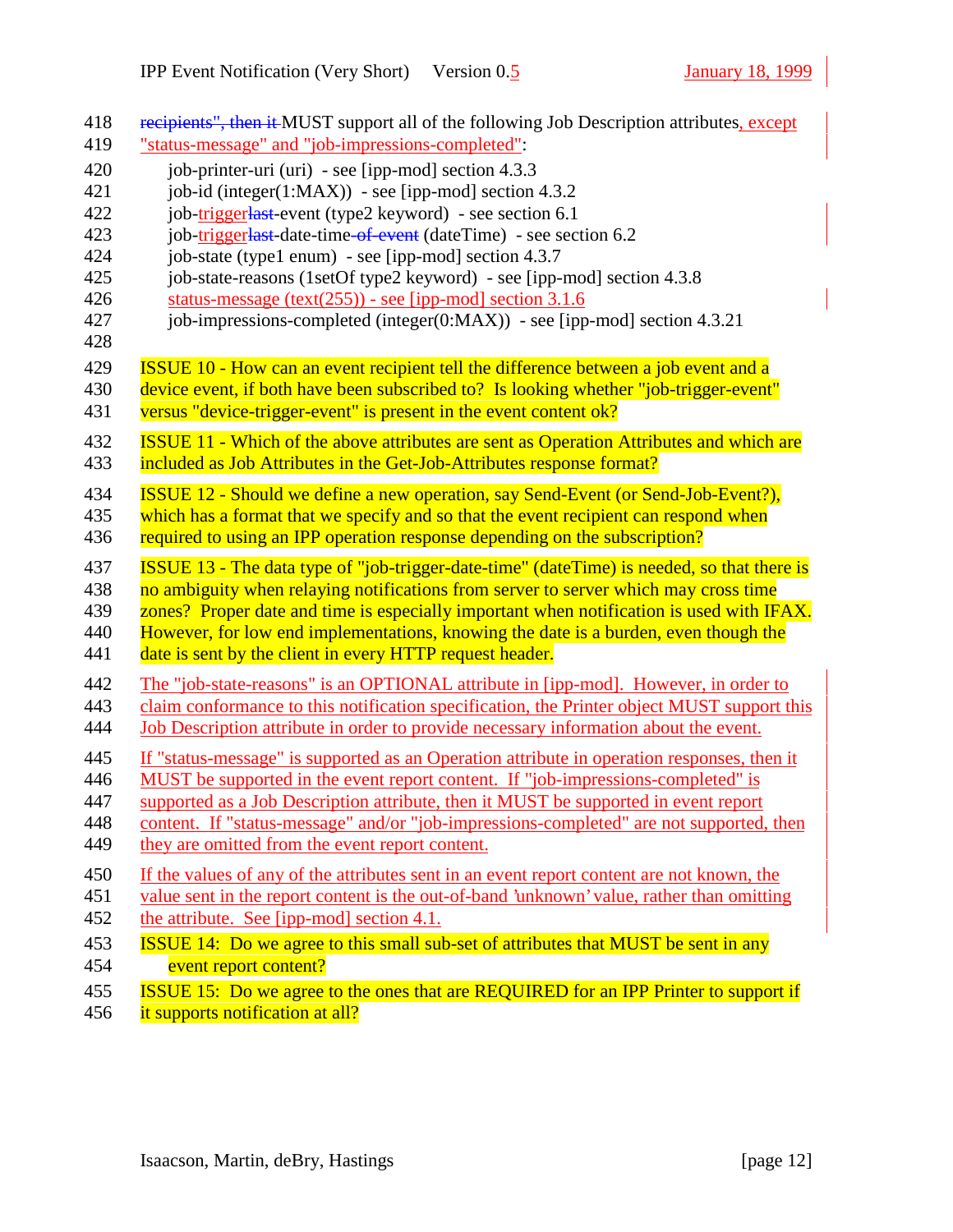~~recipients", then it~~ MUST support all of the following Job Description attributes, except "status-message" and "job-impressions-completed":

job-printer-uri (uri) - see [ipp-mod] section 4.3.3
job-id (integer(1:MAX)) - see [ipp-mod] section 4.3.2
job-trigger~~last~~-event (type2 keyword) - see section 6.1
job-trigger~~last~~-date-time~~-of-event~~ (dateTime) - see section 6.2
job-state (type1 enum) - see [ipp-mod] section 4.3.7
job-state-reasons (1setOf type2 keyword) - see [ipp-mod] section 4.3.8
status-message (text(255)) - see [ipp-mod] section 3.1.6
job-impressions-completed (integer(0:MAX)) - see [ipp-mod] section 4.3.21

ISSUE 10 - How can an event recipient tell the difference between a job event and a device event, if both have been subscribed to? Is looking whether "job-trigger-event" versus "device-trigger-event" is present in the event content ok?

ISSUE 11 - Which of the above attributes are sent as Operation Attributes and which are included as Job Attributes in the Get-Job-Attributes response format?

ISSUE 12 - Should we define a new operation, say Send-Event (or Send-Job-Event?), which has a format that we specify and so that the event recipient can respond when required to using an IPP operation response depending on the subscription?

ISSUE 13 - The data type of "job-trigger-date-time" (dateTime) is needed, so that there is no ambiguity when relaying notifications from server to server which may cross time zones? Proper date and time is especially important when notification is used with IFAX. However, for low end implementations, knowing the date is a burden, even though the date is sent by the client in every HTTP request header.

The "job-state-reasons" is an OPTIONAL attribute in [ipp-mod]. However, in order to claim conformance to this notification specification, the Printer object MUST support this Job Description attribute in order to provide necessary information about the event.

If "status-message" is supported as an Operation attribute in operation responses, then it MUST be supported in the event report content. If "job-impressions-completed" is supported as a Job Description attribute, then it MUST be supported in event report content. If "status-message" and/or "job-impressions-completed" are not supported, then they are omitted from the event report content.

If the values of any of the attributes sent in an event report content are not known, the value sent in the report content is the out-of-band 'unknown' value, rather than omitting the attribute. See [ipp-mod] section 4.1.

ISSUE 14: Do we agree to this small sub-set of attributes that MUST be sent in any event report content?

ISSUE 15: Do we agree to the ones that are REQUIRED for an IPP Printer to support if it supports notification at all?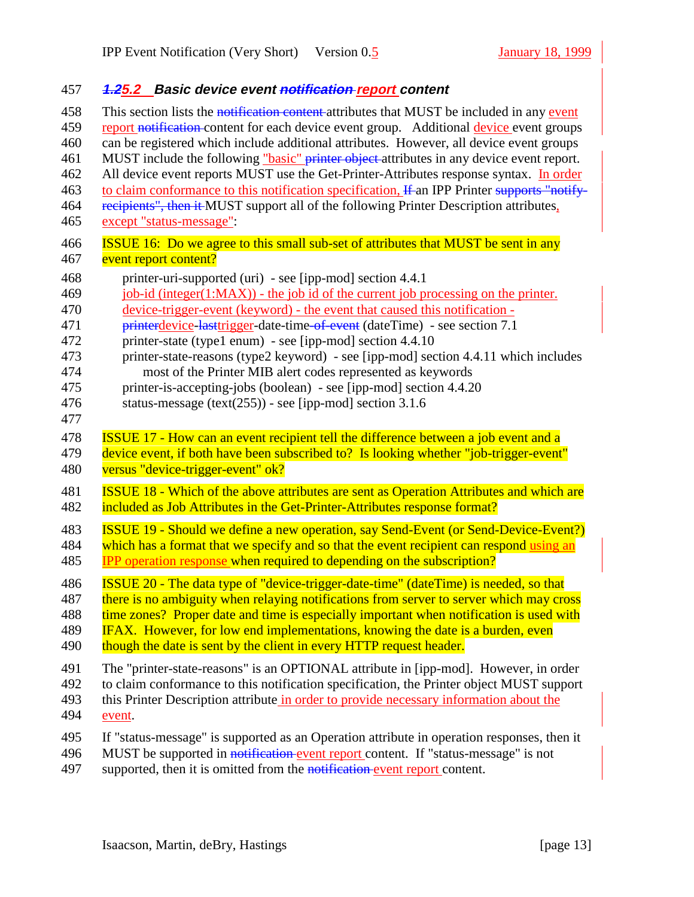### 5.2 Basic device event report content

This section lists the attributes that MUST be included in any event report content for each device event group. Additional device event groups can be registered which include additional attributes. However, all device event groups MUST include the following "basic" attributes in any device event report. All device event reports MUST use the Get-Printer-Attributes response syntax. In order to claim conformance to this notification specification, an IPP Printer MUST support all of the following Printer Description attributes, except "status-message":

ISSUE 16: Do we agree to this small sub-set of attributes that MUST be sent in any event report content?

- printer-uri-supported (uri) - see [ipp-mod] section 4.4.1
- job-id (integer(1:MAX)) - the job id of the current job processing on the printer.
- device-trigger-event (keyword) - the event that caused this notification -
- device-trigger-date-time (dateTime) - see section 7.1
- printer-state (type1 enum) - see [ipp-mod] section 4.4.10
- printer-state-reasons (type2 keyword) - see [ipp-mod] section 4.4.11 which includes most of the Printer MIB alert codes represented as keywords
- printer-is-accepting-jobs (boolean) - see [ipp-mod] section 4.4.20
- status-message (text(255)) - see [ipp-mod] section 3.1.6

ISSUE 17 - How can an event recipient tell the difference between a job event and a device event, if both have been subscribed to? Is looking whether "job-trigger-event" versus "device-trigger-event" ok?

ISSUE 18 - Which of the above attributes are sent as Operation Attributes and which are included as Job Attributes in the Get-Printer-Attributes response format?

ISSUE 19 - Should we define a new operation, say Send-Event (or Send-Device-Event?) which has a format that we specify and so that the event recipient can respond using an IPP operation response when required to depending on the subscription?

ISSUE 20 - The data type of "device-trigger-date-time" (dateTime) is needed, so that there is no ambiguity when relaying notifications from server to server which may cross time zones? Proper date and time is especially important when notification is used with IFAX. However, for low end implementations, knowing the date is a burden, even though the date is sent by the client in every HTTP request header.

The "printer-state-reasons" is an OPTIONAL attribute in [ipp-mod]. However, in order to claim conformance to this notification specification, the Printer object MUST support this Printer Description attribute in order to provide necessary information about the event.

If "status-message" is supported as an Operation attribute in operation responses, then it MUST be supported in event report content. If "status-message" is not supported, then it is omitted from the event report content.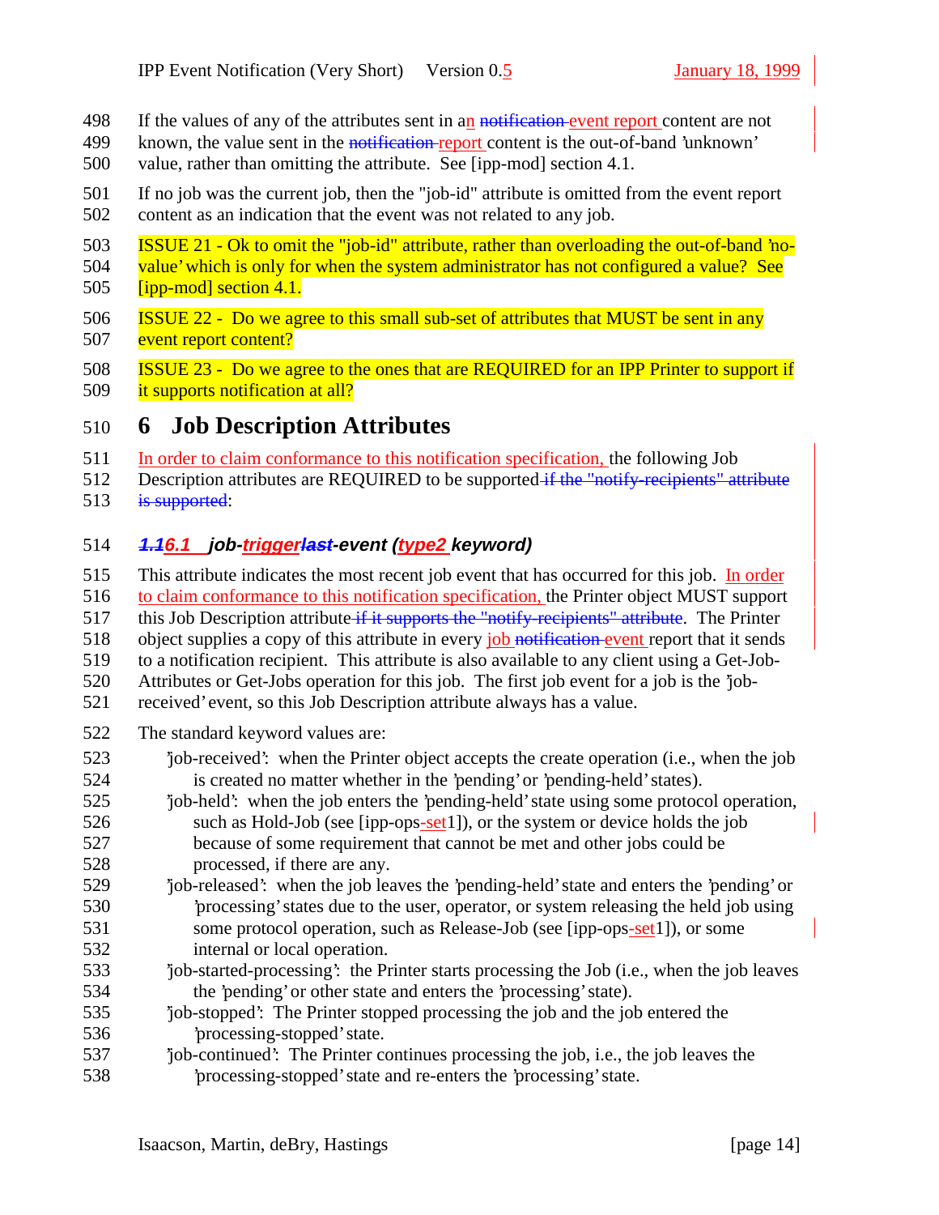If the values of any of the attributes sent in an ~~notification~~ event report content are not known, the value sent in the ~~notification~~ report content is the out-of-band 'unknown' value, rather than omitting the attribute. See [ipp-mod] section 4.1.

If no job was the current job, then the "job-id" attribute is omitted from the event report content as an indication that the event was not related to any job.

ISSUE 21 - Ok to omit the "job-id" attribute, rather than overloading the out-of-band 'no-value' which is only for when the system administrator has not configured a value? See [ipp-mod] section 4.1.

ISSUE 22 - Do we agree to this small sub-set of attributes that MUST be sent in any event report content?

ISSUE 23 - Do we agree to the ones that are REQUIRED for an IPP Printer to support if it supports notification at all?

# 6 Job Description Attributes

In order to claim conformance to this notification specification, the following Job Description attributes are REQUIRED to be supported ~~if the "notify-recipients" attribute is supported~~:

### ~~1.1~~6.1 job-trigger~~last~~-event (type2 keyword)

This attribute indicates the most recent job event that has occurred for this job. In order to claim conformance to this notification specification, the Printer object MUST support this Job Description attribute ~~if it supports the "notify-recipients" attribute~~. The Printer object supplies a copy of this attribute in every job ~~notification~~ event report that it sends to a notification recipient. This attribute is also available to any client using a Get-Job-Attributes or Get-Jobs operation for this job. The first job event for a job is the 'job-received' event, so this Job Description attribute always has a value.

The standard keyword values are:

- 'job-received': when the Printer object accepts the create operation (i.e., when the job is created no matter whether in the 'pending' or 'pending-held' states).
- 'job-held': when the job enters the 'pending-held' state using some protocol operation, such as Hold-Job (see [ipp-ops-set1]), or the system or device holds the job because of some requirement that cannot be met and other jobs could be processed, if there are any.
- 'job-released': when the job leaves the 'pending-held' state and enters the 'pending' or 'processing' states due to the user, operator, or system releasing the held job using some protocol operation, such as Release-Job (see [ipp-ops-set1]), or some internal or local operation.
- 'job-started-processing': the Printer starts processing the Job (i.e., when the job leaves the 'pending' or other state and enters the 'processing' state).
- 'job-stopped': The Printer stopped processing the job and the job entered the 'processing-stopped' state.
- 'job-continued': The Printer continues processing the job, i.e., the job leaves the 'processing-stopped' state and re-enters the 'processing' state.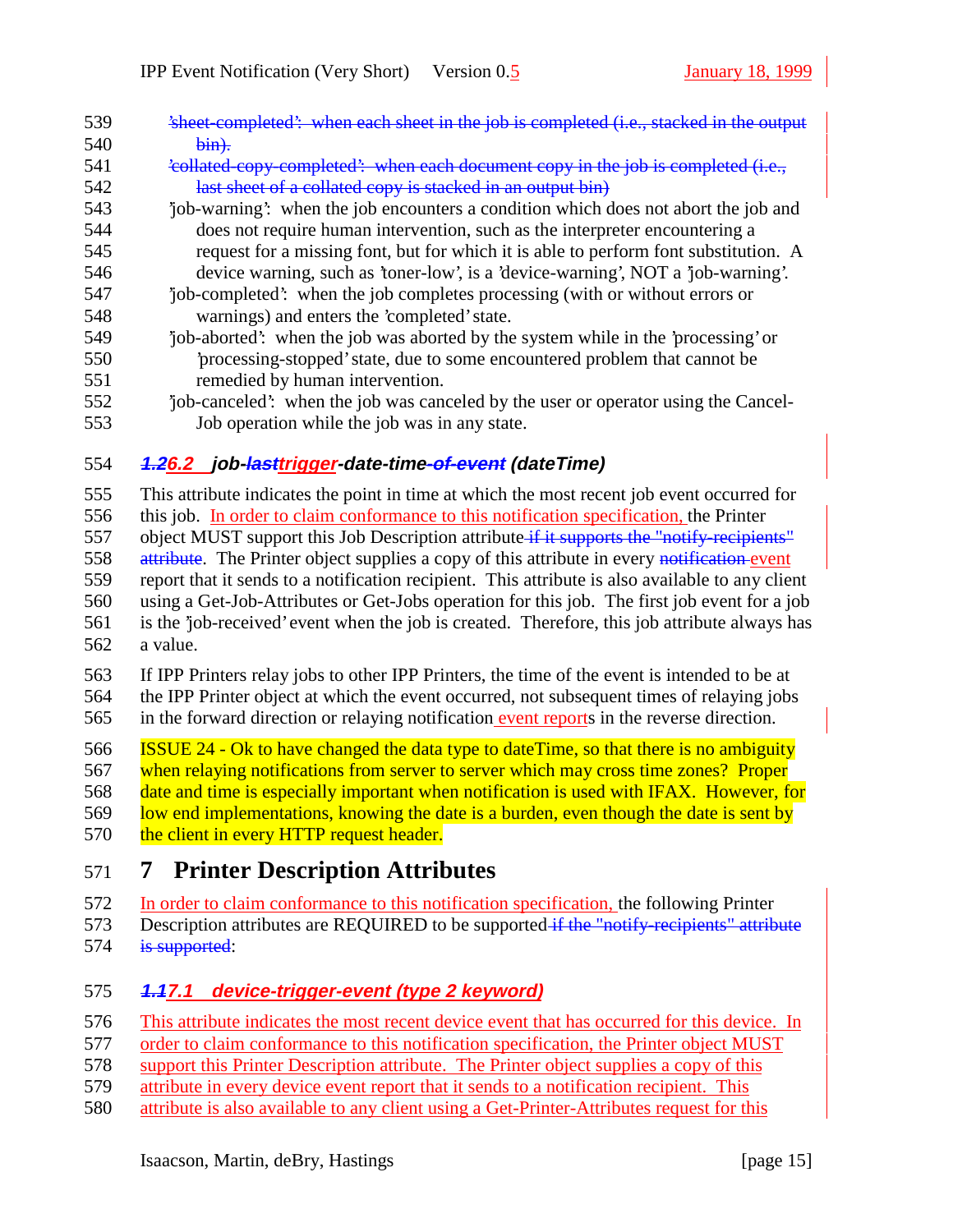'sheet-completed': when each sheet in the job is completed (i.e., stacked in the output bin).

'collated-copy-completed': when each document copy in the job is completed (i.e., last sheet of a collated copy is stacked in an output bin)

'job-warning': when the job encounters a condition which does not abort the job and does not require human intervention, such as the interpreter encountering a request for a missing font, but for which it is able to perform font substitution. A device warning, such as 'toner-low', is a 'device-warning', NOT a 'job-warning'.

'job-completed': when the job completes processing (with or without errors or warnings) and enters the 'completed' state.

'job-aborted': when the job was aborted by the system while in the 'processing' or 'processing-stopped' state, due to some encountered problem that cannot be remedied by human intervention.

'job-canceled': when the job was canceled by the user or operator using the Cancel-Job operation while the job was in any state.

### 1.26.2 job-lasttrigger-date-time-of-event (dateTime)

This attribute indicates the point in time at which the most recent job event occurred for this job. In order to claim conformance to this notification specification, the Printer object MUST support this Job Description attribute if it supports the "notify-recipients" attribute. The Printer object supplies a copy of this attribute in every notification event report that it sends to a notification recipient. This attribute is also available to any client using a Get-Job-Attributes or Get-Jobs operation for this job. The first job event for a job is the 'job-received' event when the job is created. Therefore, this job attribute always has a value.

If IPP Printers relay jobs to other IPP Printers, the time of the event is intended to be at the IPP Printer object at which the event occurred, not subsequent times of relaying jobs in the forward direction or relaying notification event reports in the reverse direction.

ISSUE 24 - Ok to have changed the data type to dateTime, so that there is no ambiguity when relaying notifications from server to server which may cross time zones? Proper date and time is especially important when notification is used with IFAX. However, for low end implementations, knowing the date is a burden, even though the date is sent by the client in every HTTP request header.

# 7 Printer Description Attributes

In order to claim conformance to this notification specification, the following Printer Description attributes are REQUIRED to be supported if the "notify-recipients" attribute is supported:

### 1.17.1 device-trigger-event (type 2 keyword)

This attribute indicates the most recent device event that has occurred for this device. In order to claim conformance to this notification specification, the Printer object MUST support this Printer Description attribute. The Printer object supplies a copy of this attribute in every device event report that it sends to a notification recipient. This attribute is also available to any client using a Get-Printer-Attributes request for this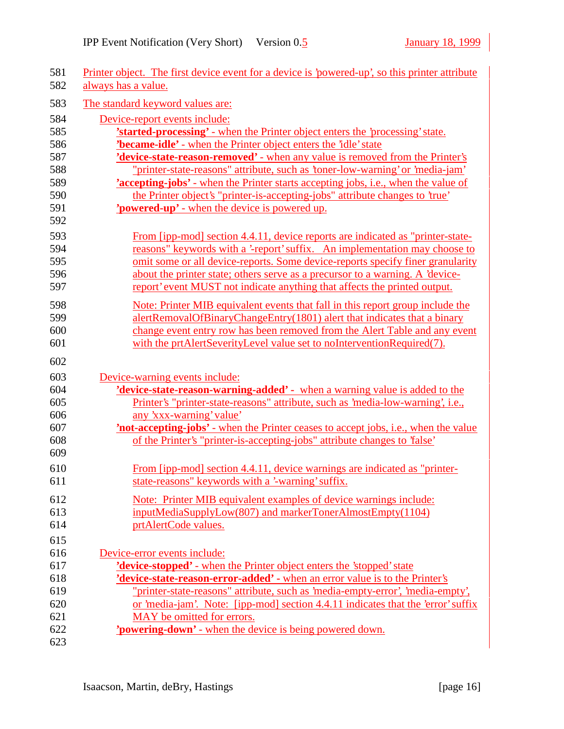Printer object. The first device event for a device is 'powered-up', so this printer attribute always has a value.

The standard keyword values are:

Device-report events include:

- **'started-processing'** - when the Printer object enters the 'processing' state.
- **'became-idle'** - when the Printer object enters the 'idle' state
- **'device-state-reason-removed'** - when any value is removed from the Printer's "printer-state-reasons" attribute, such as 'toner-low-warning' or 'media-jam'
- **'accepting-jobs'** - when the Printer starts accepting jobs, i.e., when the value of the Printer object's "printer-is-accepting-jobs" attribute changes to 'true'
- **'powered-up'** - when the device is powered up.

From [ipp-mod] section 4.4.11, device reports are indicated as "printer-state-reasons" keywords with a '-report' suffix. An implementation may choose to omit some or all device-reports. Some device-reports specify finer granularity about the printer state; others serve as a precursor to a warning. A 'device-report' event MUST not indicate anything that affects the printed output.

Note: Printer MIB equivalent events that fall in this report group include the alertRemovalOfBinaryChangeEntry(1801) alert that indicates that a binary change event entry row has been removed from the Alert Table and any event with the prtAlertSeverityLevel value set to noInterventionRequired(7).

Device-warning events include:

- **'device-state-reason-warning-added'** - when a warning value is added to the Printer's "printer-state-reasons" attribute, such as 'media-low-warning', i.e., any 'xxx-warning' value'
- **'not-accepting-jobs'** - when the Printer ceases to accept jobs, i.e., when the value of the Printer's "printer-is-accepting-jobs" attribute changes to 'false'

From [ipp-mod] section 4.4.11, device warnings are indicated as "printer-state-reasons" keywords with a '-warning' suffix.

Note: Printer MIB equivalent examples of device warnings include: inputMediaSupplyLow(807) and markerTonerAlmostEmpty(1104) prtAlertCode values.

Device-error events include:

- **'device-stopped'** - when the Printer object enters the 'stopped' state
- **'device-state-reason-error-added'** - when an error value is to the Printer's "printer-state-reasons" attribute, such as 'media-empty-error', 'media-empty', or 'media-jam'. Note: [ipp-mod] section 4.4.11 indicates that the 'error' suffix MAY be omitted for errors.
- **'powering-down'** - when the device is being powered down.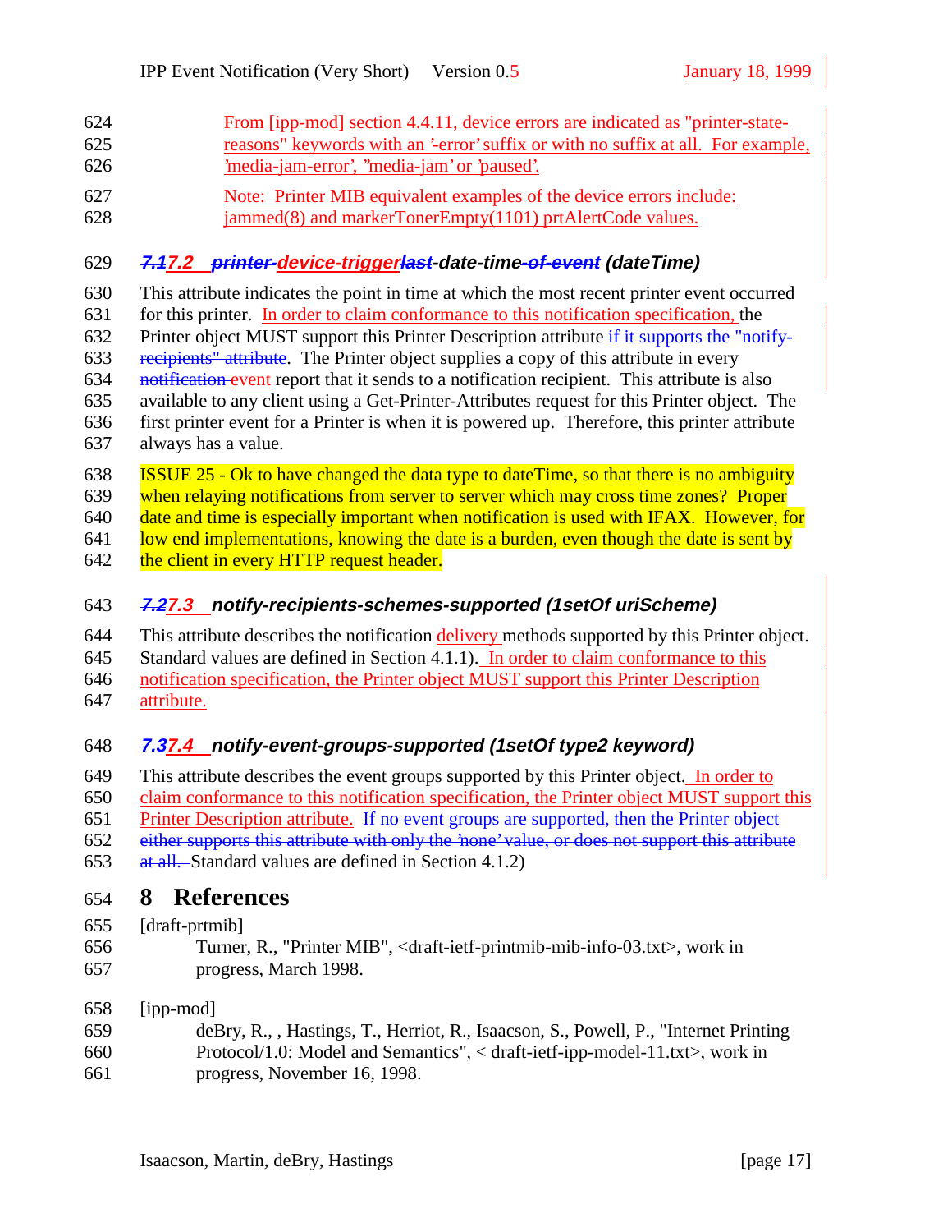From [ipp-mod] section 4.4.11, device errors are indicated as "printer-state-reasons" keywords with an '-error' suffix or with no suffix at all. For example, 'media-jam-error', "media-jam' or 'paused'.

Note: Printer MIB equivalent examples of the device errors include: jammed(8) and markerTonerEmpty(1101) prtAlertCode values.

### ~~7.1~~7.2 ~~printer-~~device-trigger~~last~~-date-time~~-of-event~~ (dateTime)

This attribute indicates the point in time at which the most recent printer event occurred for this printer. In order to claim conformance to this notification specification, the Printer object MUST support this Printer Description attribute ~~if it supports the "notify-recipients" attribute~~. The Printer object supplies a copy of this attribute in every ~~notification~~ event report that it sends to a notification recipient. This attribute is also available to any client using a Get-Printer-Attributes request for this Printer object. The first printer event for a Printer is when it is powered up. Therefore, this printer attribute always has a value.

ISSUE 25 - Ok to have changed the data type to dateTime, so that there is no ambiguity when relaying notifications from server to server which may cross time zones? Proper date and time is especially important when notification is used with IFAX. However, for low end implementations, knowing the date is a burden, even though the date is sent by the client in every HTTP request header.

### ~~7.2~~7.3 notify-recipients-schemes-supported (1setOf uriScheme)

This attribute describes the notification delivery methods supported by this Printer object. Standard values are defined in Section 4.1.1). In order to claim conformance to this notification specification, the Printer object MUST support this Printer Description attribute.

### ~~7.3~~7.4 notify-event-groups-supported (1setOf type2 keyword)

This attribute describes the event groups supported by this Printer object. In order to claim conformance to this notification specification, the Printer object MUST support this Printer Description attribute. ~~If no event groups are supported, then the Printer object either supports this attribute with only the 'none' value, or does not support this attribute at all.~~ Standard values are defined in Section 4.1.2)

# 8 References

[draft-prtmib]
Turner, R., "Printer MIB", <draft-ietf-printmib-mib-info-03.txt>, work in progress, March 1998.

[ipp-mod]
deBry, R., , Hastings, T., Herriot, R., Isaacson, S., Powell, P., "Internet Printing Protocol/1.0: Model and Semantics", < draft-ietf-ipp-model-11.txt>, work in progress, November 16, 1998.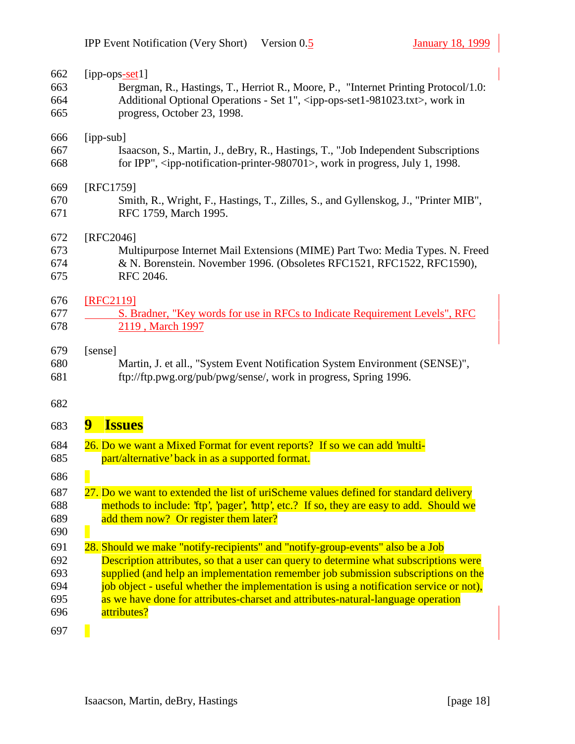[ipp-ops-set1]

Bergman, R., Hastings, T., Herriot R., Moore, P., "Internet Printing Protocol/1.0: Additional Optional Operations - Set 1", <ipp-ops-set1-981023.txt>, work in progress, October 23, 1998.

[ipp-sub]

Isaacson, S., Martin, J., deBry, R., Hastings, T., "Job Independent Subscriptions for IPP", <ipp-notification-printer-980701>, work in progress, July 1, 1998.

[RFC1759]

Smith, R., Wright, F., Hastings, T., Zilles, S., and Gyllenskog, J., "Printer MIB", RFC 1759, March 1995.

[RFC2046]

Multipurpose Internet Mail Extensions (MIME) Part Two: Media Types. N. Freed & N. Borenstein. November 1996. (Obsoletes RFC1521, RFC1522, RFC1590), RFC 2046.

[RFC2119]

S. Bradner, "Key words for use in RFCs to Indicate Requirement Levels", RFC 2119 , March 1997

[sense]

Martin, J. et all., "System Event Notification System Environment (SENSE)", ftp://ftp.pwg.org/pub/pwg/sense/, work in progress, Spring 1996.

# 9 Issues

26. Do we want a Mixed Format for event reports? If so we can add 'multi-part/alternative' back in as a supported format.

27. Do we want to extended the list of uriScheme values defined for standard delivery methods to include: 'ftp', 'pager', 'http', etc.? If so, they are easy to add. Should we add them now? Or register them later?

28. Should we make "notify-recipients" and "notify-group-events" also be a Job Description attributes, so that a user can query to determine what subscriptions were supplied (and help an implementation remember job submission subscriptions on the job object - useful whether the implementation is using a notification service or not), as we have done for attributes-charset and attributes-natural-language operation attributes?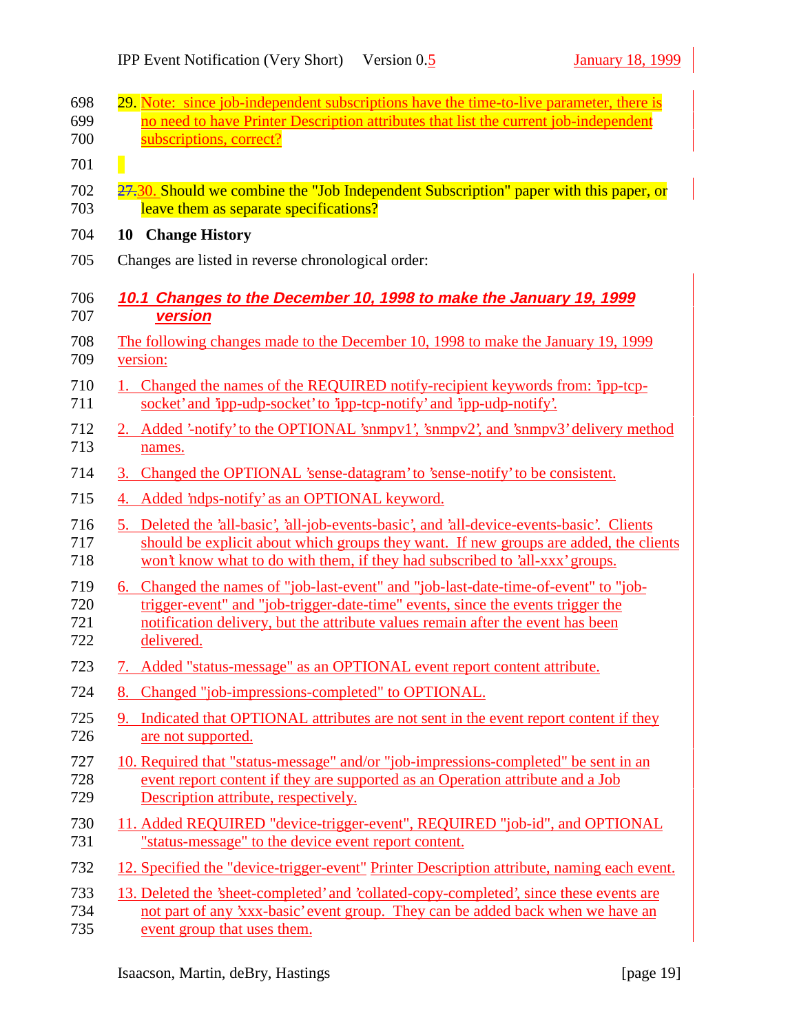29. Note: since job-independent subscriptions have the time-to-live parameter, there is no need to have Printer Description attributes that list the current job-independent subscriptions, correct?

~~27.~~30. Should we combine the "Job Independent Subscription" paper with this paper, or leave them as separate specifications?

# 10 Change History

Changes are listed in reverse chronological order:

## 10.1 Changes to the December 10, 1998 to make the January 19, 1999 version

The following changes made to the December 10, 1998 to make the January 19, 1999 version:

1. Changed the names of the REQUIRED notify-recipient keywords from: 'ipp-tcp-socket' and 'ipp-udp-socket' to 'ipp-tcp-notify' and 'ipp-udp-notify'.
2. Added '-notify' to the OPTIONAL 'snmpv1', 'snmpv2', and 'snmpv3' delivery method names.
3. Changed the OPTIONAL 'sense-datagram' to 'sense-notify' to be consistent.
4. Added 'ndps-notify' as an OPTIONAL keyword.
5. Deleted the 'all-basic', 'all-job-events-basic', and 'all-device-events-basic'. Clients should be explicit about which groups they want. If new groups are added, the clients won't know what to do with them, if they had subscribed to 'all-xxx' groups.
6. Changed the names of "job-last-event" and "job-last-date-time-of-event" to "job-trigger-event" and "job-trigger-date-time" events, since the events trigger the notification delivery, but the attribute values remain after the event has been delivered.
7. Added "status-message" as an OPTIONAL event report content attribute.
8. Changed "job-impressions-completed" to OPTIONAL.
9. Indicated that OPTIONAL attributes are not sent in the event report content if they are not supported.
10. Required that "status-message" and/or "job-impressions-completed" be sent in an event report content if they are supported as an Operation attribute and a Job Description attribute, respectively.
11. Added REQUIRED "device-trigger-event", REQUIRED "job-id", and OPTIONAL "status-message" to the device event report content.
12. Specified the "device-trigger-event" Printer Description attribute, naming each event.
13. Deleted the 'sheet-completed' and 'collated-copy-completed', since these events are not part of any 'xxx-basic' event group. They can be added back when we have an event group that uses them.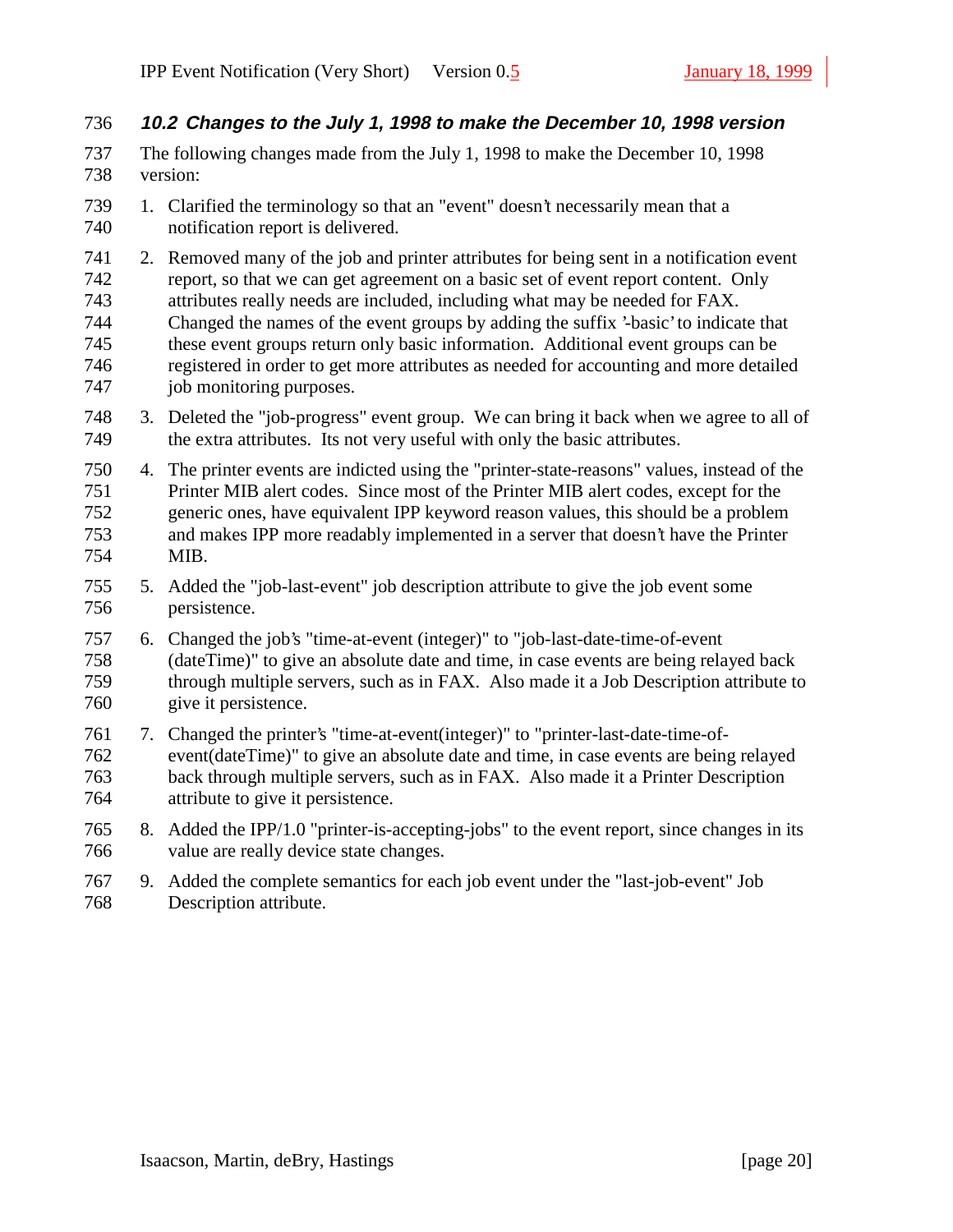### 10.2 Changes to the July 1, 1998 to make the December 10, 1998 version

The following changes made from the July 1, 1998 to make the December 10, 1998 version:

1. Clarified the terminology so that an "event" doesn't necessarily mean that a notification report is delivered.
2. Removed many of the job and printer attributes for being sent in a notification event report, so that we can get agreement on a basic set of event report content. Only attributes really needs are included, including what may be needed for FAX. Changed the names of the event groups by adding the suffix '-basic' to indicate that these event groups return only basic information. Additional event groups can be registered in order to get more attributes as needed for accounting and more detailed job monitoring purposes.
3. Deleted the "job-progress" event group. We can bring it back when we agree to all of the extra attributes. Its not very useful with only the basic attributes.
4. The printer events are indicted using the "printer-state-reasons" values, instead of the Printer MIB alert codes. Since most of the Printer MIB alert codes, except for the generic ones, have equivalent IPP keyword reason values, this should be a problem and makes IPP more readably implemented in a server that doesn't have the Printer MIB.
5. Added the "job-last-event" job description attribute to give the job event some persistence.
6. Changed the job's "time-at-event (integer)" to "job-last-date-time-of-event (dateTime)" to give an absolute date and time, in case events are being relayed back through multiple servers, such as in FAX. Also made it a Job Description attribute to give it persistence.
7. Changed the printer's "time-at-event(integer)" to "printer-last-date-time-of-event(dateTime)" to give an absolute date and time, in case events are being relayed back through multiple servers, such as in FAX. Also made it a Printer Description attribute to give it persistence.
8. Added the IPP/1.0 "printer-is-accepting-jobs" to the event report, since changes in its value are really device state changes.
9. Added the complete semantics for each job event under the "last-job-event" Job Description attribute.